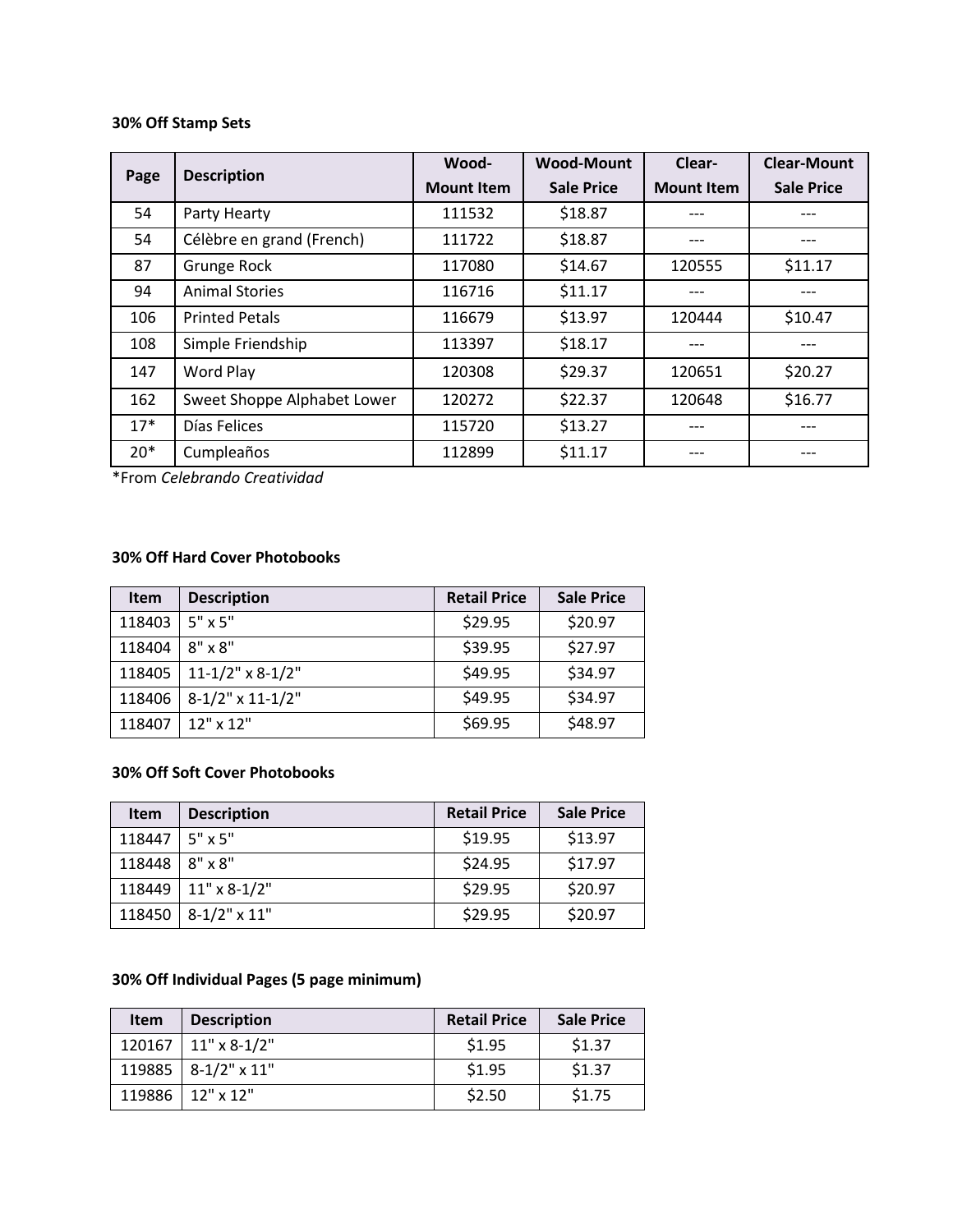**30% Off Stamp Sets**

| Page | Description | Wood-Mount Item | Wood-Mount Sale Price | Clear-Mount Item | Clear-Mount Sale Price |
|---|---|---|---|---|---|
| 54 | Party Hearty | 111532 | $18.87 | --- | --- |
| 54 | Célèbre en grand (French) | 111722 | $18.87 | --- | --- |
| 87 | Grunge Rock | 117080 | $14.67 | 120555 | $11.17 |
| 94 | Animal Stories | 116716 | $11.17 | --- | --- |
| 106 | Printed Petals | 116679 | $13.97 | 120444 | $10.47 |
| 108 | Simple Friendship | 113397 | $18.17 | --- | --- |
| 147 | Word Play | 120308 | $29.37 | 120651 | $20.27 |
| 162 | Sweet Shoppe Alphabet Lower | 120272 | $22.37 | 120648 | $16.77 |
| 17* | Días Felices | 115720 | $13.27 | --- | --- |
| 20* | Cumpleaños | 112899 | $11.17 | --- | --- |

*From *Celebrando Creatividad*

**30% Off Hard Cover Photobooks**

| Item | Description | Retail Price | Sale Price |
|---|---|---|---|
| 118403 | 5" x 5" | $29.95 | $20.97 |
| 118404 | 8" x 8" | $39.95 | $27.97 |
| 118405 | 11-1/2" x 8-1/2" | $49.95 | $34.97 |
| 118406 | 8-1/2" x 11-1/2" | $49.95 | $34.97 |
| 118407 | 12" x 12" | $69.95 | $48.97 |

**30% Off Soft Cover Photobooks**

| Item | Description | Retail Price | Sale Price |
|---|---|---|---|
| 118447 | 5" x 5" | $19.95 | $13.97 |
| 118448 | 8" x 8" | $24.95 | $17.97 |
| 118449 | 11" x 8-1/2" | $29.95 | $20.97 |
| 118450 | 8-1/2" x 11" | $29.95 | $20.97 |

**30% Off Individual Pages (5 page minimum)**

| Item | Description | Retail Price | Sale Price |
|---|---|---|---|
| 120167 | 11" x 8-1/2" | $1.95 | $1.37 |
| 119885 | 8-1/2" x 11" | $1.95 | $1.37 |
| 119886 | 12" x 12" | $2.50 | $1.75 |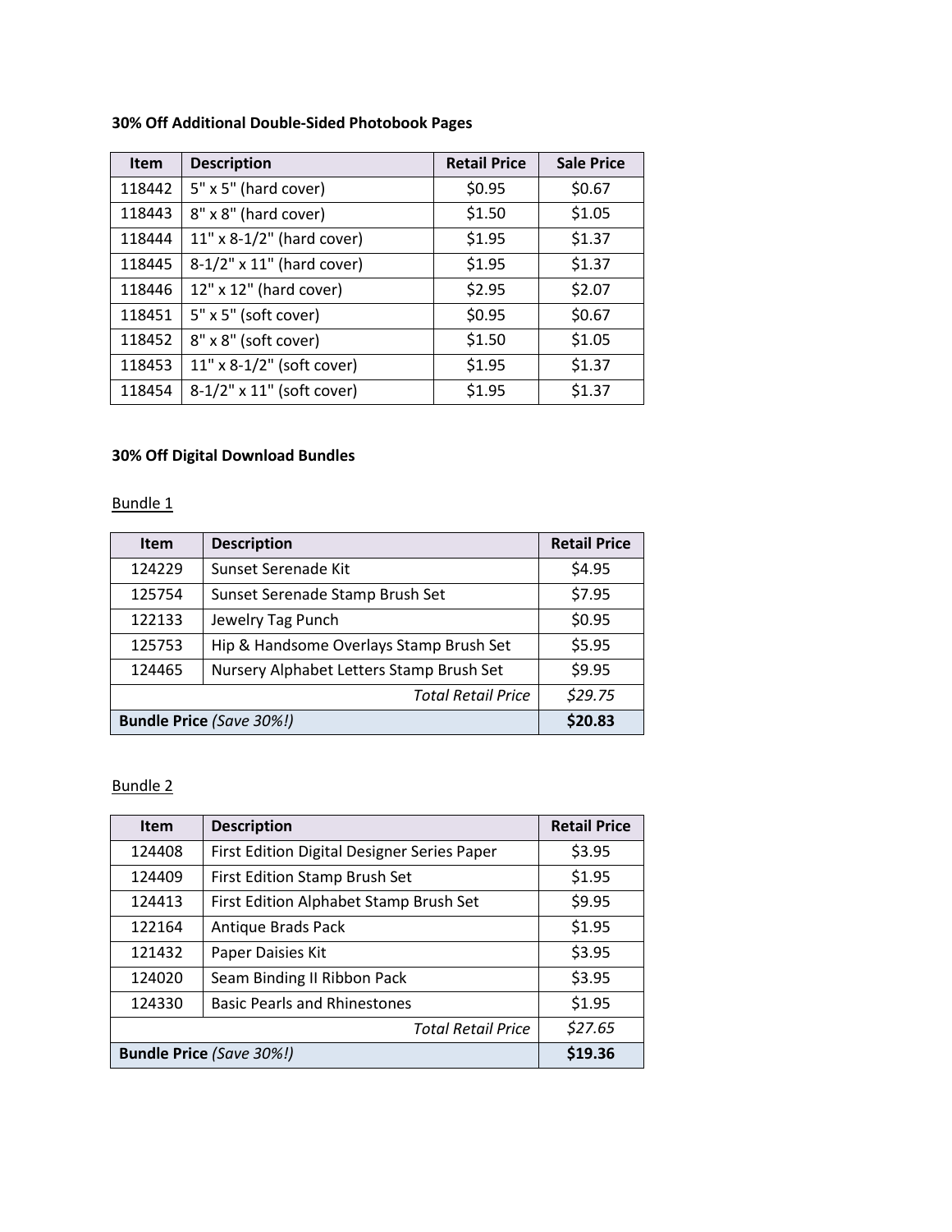**30% Off Additional Double-Sided Photobook Pages**

| Item | Description | Retail Price | Sale Price |
|---|---|---|---|
| 118442 | 5" x 5" (hard cover) | $0.95 | $0.67 |
| 118443 | 8" x 8" (hard cover) | $1.50 | $1.05 |
| 118444 | 11" x 8-1/2" (hard cover) | $1.95 | $1.37 |
| 118445 | 8-1/2" x 11" (hard cover) | $1.95 | $1.37 |
| 118446 | 12" x 12" (hard cover) | $2.95 | $2.07 |
| 118451 | 5" x 5" (soft cover) | $0.95 | $0.67 |
| 118452 | 8" x 8" (soft cover) | $1.50 | $1.05 |
| 118453 | 11" x 8-1/2" (soft cover) | $1.95 | $1.37 |
| 118454 | 8-1/2" x 11" (soft cover) | $1.95 | $1.37 |

**30% Off Digital Download Bundles**

Bundle 1

| Item | Description | Retail Price |
|---|---|---|
| 124229 | Sunset Serenade Kit | $4.95 |
| 125754 | Sunset Serenade Stamp Brush Set | $7.95 |
| 122133 | Jewelry Tag Punch | $0.95 |
| 125753 | Hip & Handsome Overlays Stamp Brush Set | $5.95 |
| 124465 | Nursery Alphabet Letters Stamp Brush Set | $9.95 |
| | *Total Retail Price* | *$29.75* |
| **Bundle Price** *(Save 30%!)* | | **$20.83** |

Bundle 2

| Item | Description | Retail Price |
|---|---|---|
| 124408 | First Edition Digital Designer Series Paper | $3.95 |
| 124409 | First Edition Stamp Brush Set | $1.95 |
| 124413 | First Edition Alphabet Stamp Brush Set | $9.95 |
| 122164 | Antique Brads Pack | $1.95 |
| 121432 | Paper Daisies Kit | $3.95 |
| 124020 | Seam Binding II Ribbon Pack | $3.95 |
| 124330 | Basic Pearls and Rhinestones | $1.95 |
| | *Total Retail Price* | *$27.65* |
| **Bundle Price** *(Save 30%!)* | | **$19.36** |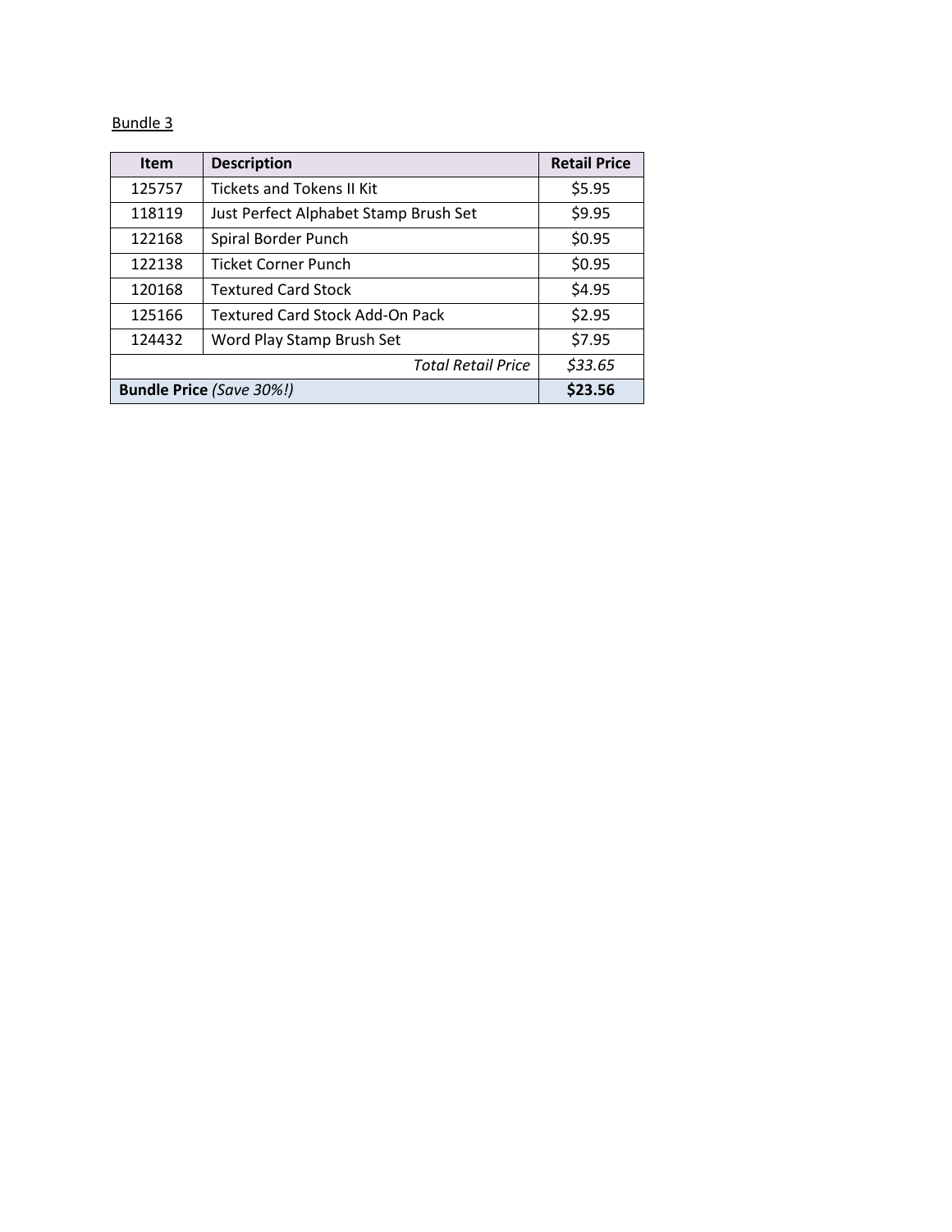Bundle 3

| Item | Description | Retail Price |
| --- | --- | --- |
| 125757 | Tickets and Tokens II Kit | $5.95 |
| 118119 | Just Perfect Alphabet Stamp Brush Set | $9.95 |
| 122168 | Spiral Border Punch | $0.95 |
| 122138 | Ticket Corner Punch | $0.95 |
| 120168 | Textured Card Stock | $4.95 |
| 125166 | Textured Card Stock Add-On Pack | $2.95 |
| 124432 | Word Play Stamp Brush Set | $7.95 |
| | *Total Retail Price* | *$33.65* |
| **Bundle Price** *(Save 30%!)* | | **$23.56** |